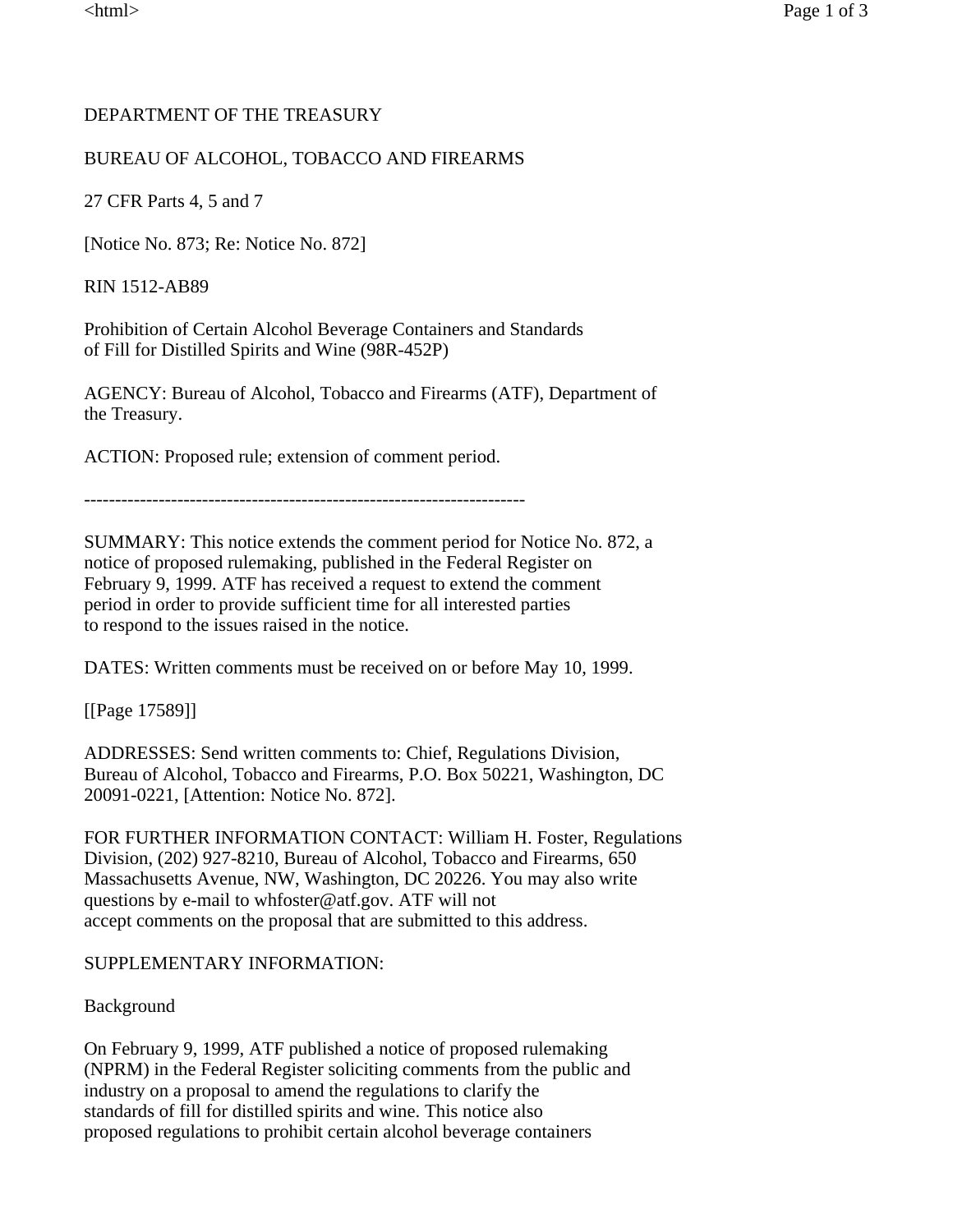DEPARTMENT OF THE TREASURY

BUREAU OF ALCOHOL, TOBACCO AND FIREARMS

27 CFR Parts 4, 5 and 7

[Notice No. 873; Re: Notice No. 872]

RIN 1512-AB89

Prohibition of Certain Alcohol Beverage Containers and Standards of Fill for Distilled Spirits and Wine (98R-452P)

AGENCY: Bureau of Alcohol, Tobacco and Firearms (ATF), Department of the Treasury.

ACTION: Proposed rule; extension of comment period.

-----------------------------------------------------------------------

SUMMARY: This notice extends the comment period for Notice No. 872, a notice of proposed rulemaking, published in the Federal Register on February 9, 1999. ATF has received a request to extend the comment period in order to provide sufficient time for all interested parties to respond to the issues raised in the notice.

DATES: Written comments must be received on or before May 10, 1999.

[[Page 17589]]

ADDRESSES: Send written comments to: Chief, Regulations Division, Bureau of Alcohol, Tobacco and Firearms, P.O. Box 50221, Washington, DC 20091-0221, [Attention: Notice No. 872].

FOR FURTHER INFORMATION CONTACT: William H. Foster, Regulations Division, (202) 927-8210, Bureau of Alcohol, Tobacco and Firearms, 650 Massachusetts Avenue, NW, Washington, DC 20226. You may also write questions by e-mail to whfoster@atf.gov. ATF will not accept comments on the proposal that are submitted to this address.

SUPPLEMENTARY INFORMATION:

Background

On February 9, 1999, ATF published a notice of proposed rulemaking (NPRM) in the Federal Register soliciting comments from the public and industry on a proposal to amend the regulations to clarify the standards of fill for distilled spirits and wine. This notice also proposed regulations to prohibit certain alcohol beverage containers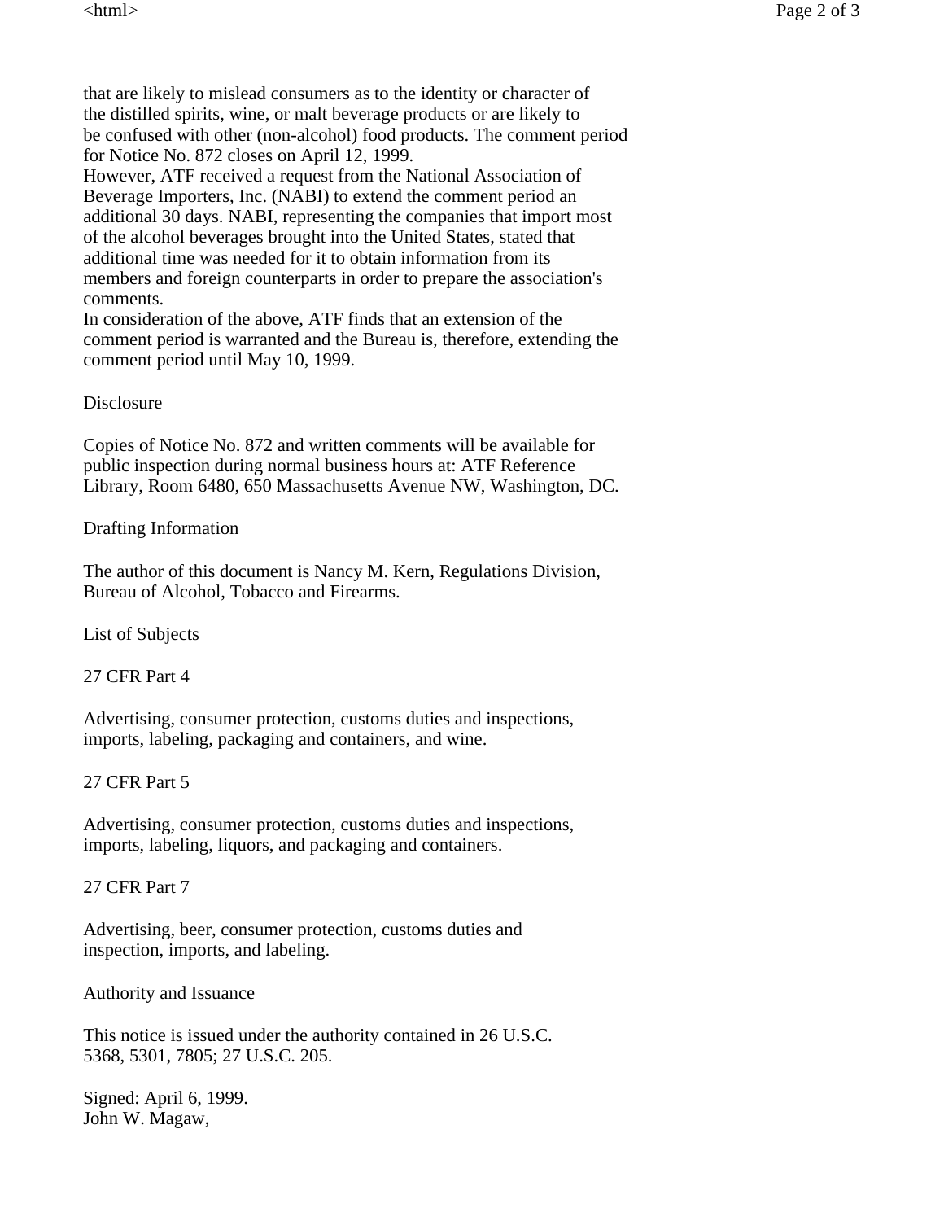that are likely to mislead consumers as to the identity or character of the distilled spirits, wine, or malt beverage products or are likely to be confused with other (non-alcohol) food products. The comment period for Notice No. 872 closes on April 12, 1999.

However, ATF received a request from the National Association of Beverage Importers, Inc. (NABI) to extend the comment period an additional 30 days. NABI, representing the companies that import most of the alcohol beverages brought into the United States, stated that additional time was needed for it to obtain information from its members and foreign counterparts in order to prepare the association's comments.

In consideration of the above, ATF finds that an extension of the comment period is warranted and the Bureau is, therefore, extending the comment period until May 10, 1999.

## Disclosure

Copies of Notice No. 872 and written comments will be available for public inspection during normal business hours at: ATF Reference Library, Room 6480, 650 Massachusetts Avenue NW, Washington, DC.

## Drafting Information

The author of this document is Nancy M. Kern, Regulations Division, Bureau of Alcohol, Tobacco and Firearms.

## List of Subjects

### 27 CFR Part 4

Advertising, consumer protection, customs duties and inspections, imports, labeling, packaging and containers, and wine.

### 27 CFR Part 5

Advertising, consumer protection, customs duties and inspections, imports, labeling, liquors, and packaging and containers.

### 27 CFR Part 7

Advertising, beer, consumer protection, customs duties and inspection, imports, and labeling.

## Authority and Issuance

This notice is issued under the authority contained in 26 U.S.C. 5368, 5301, 7805; 27 U.S.C. 205.

Signed: April 6, 1999.
John W. Magaw,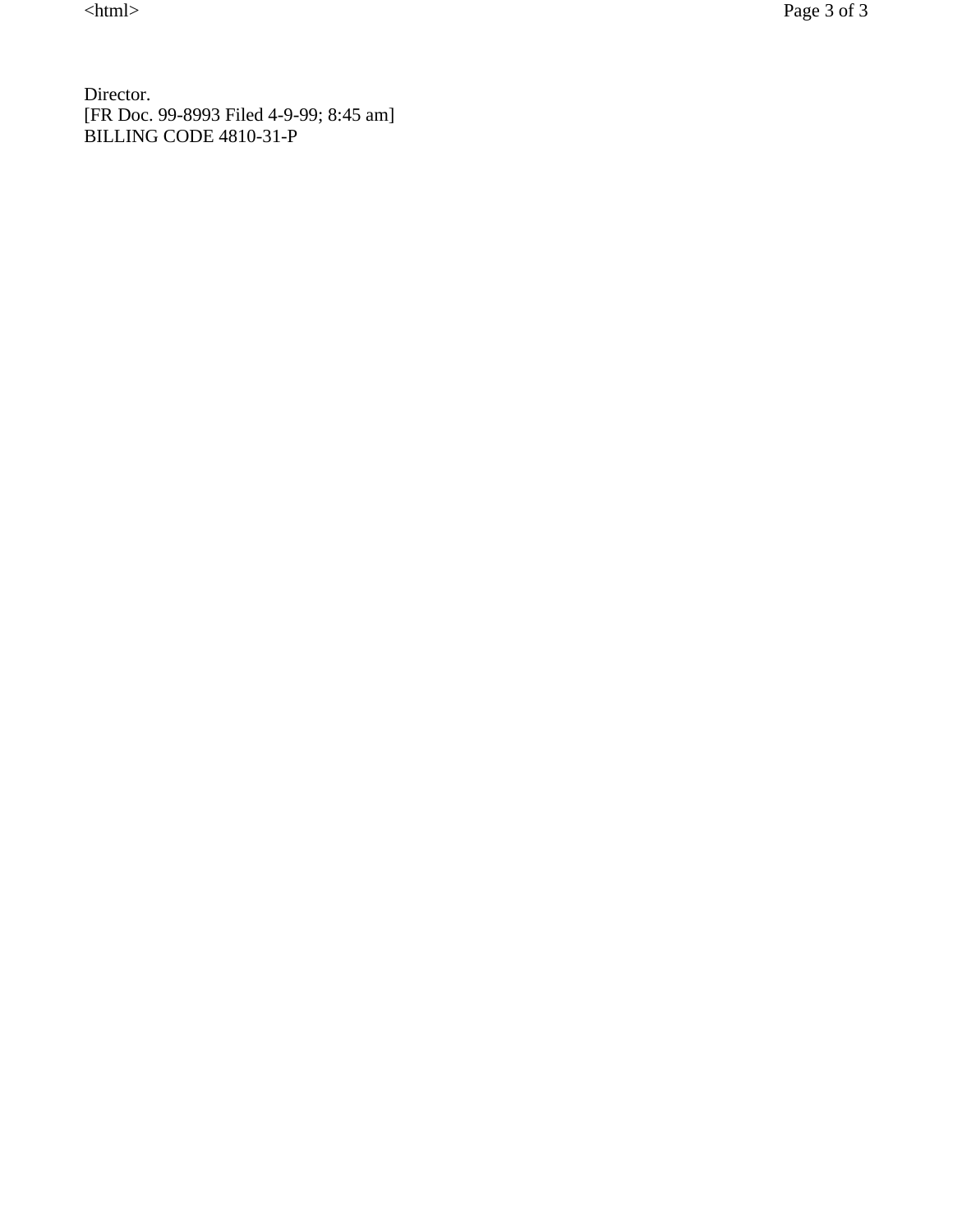Director.
[FR Doc. 99-8993 Filed 4-9-99; 8:45 am]
BILLING CODE 4810-31-P